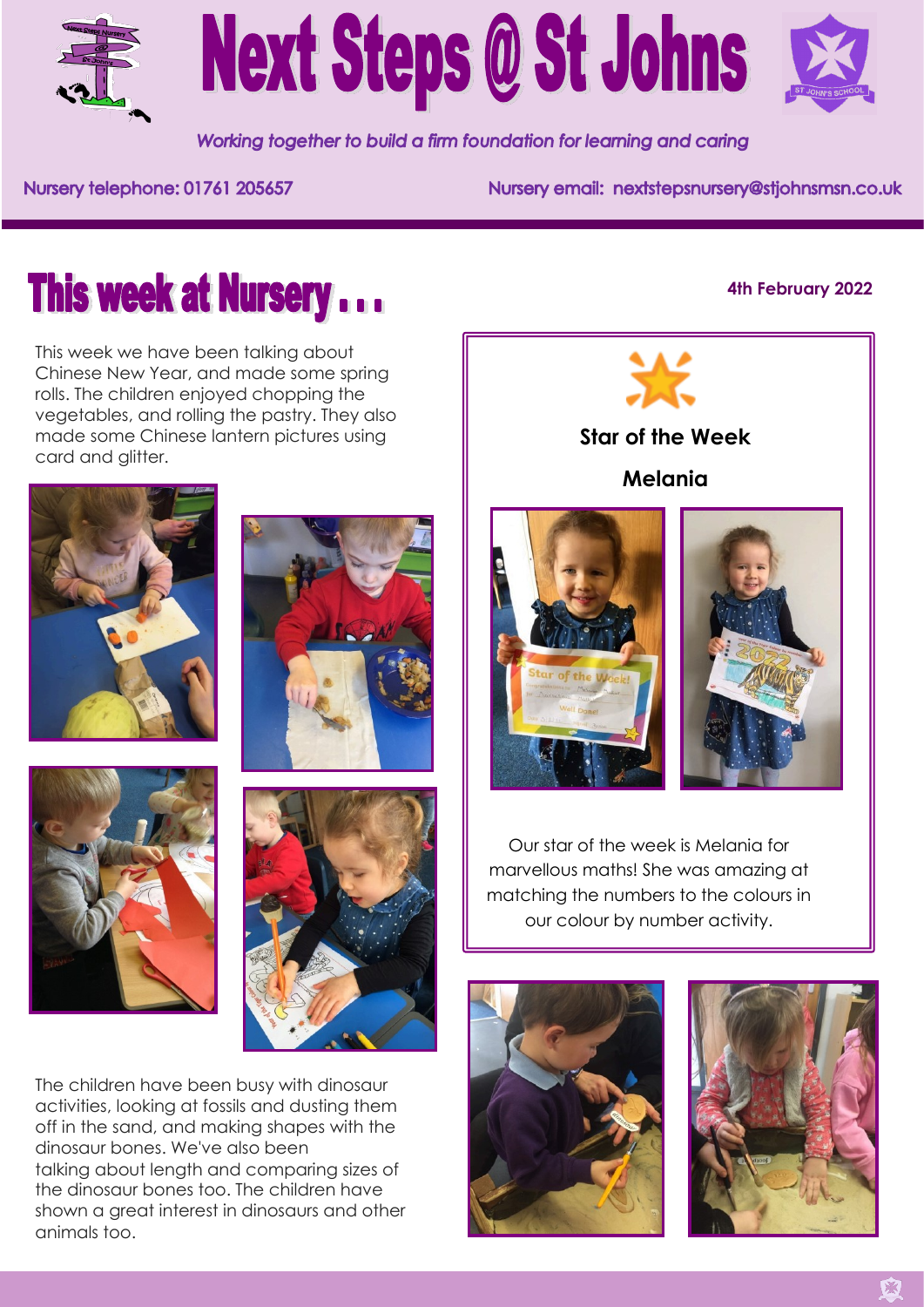# Next Steps @ St Johns

*Working together to build a firm foundation for learning and caring*

Nursery telephone: 01761 205657

Nursery email: nextstepsnursery@stjohnsmsn.co.uk

## This week at Nursery . . .

**4th February 2022**

This week we have been talking about Chinese New Year, and made some spring rolls. The children enjoyed chopping the vegetables, and rolling the pastry. They also made some Chinese lantern pictures using card and glitter.

The children have been busy with dinosaur activities, looking at fossils and dusting them off in the sand, and making shapes with the dinosaur bones. We've also been talking about length and comparing sizes of the dinosaur bones too. The children have shown a great interest in dinosaurs and other animals too.

### Star of the Week

### Melania

Our star of the week is Melania for marvellous maths! She was amazing at matching the numbers to the colours in our colour by number activity.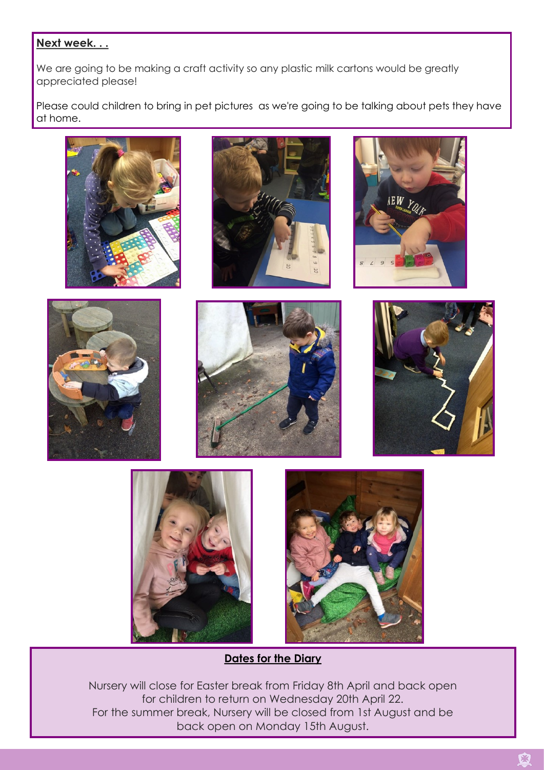**Next week. . .**

We are going to be making a craft activity so any plastic milk cartons would be greatly appreciated please!

Please could children to bring in pet pictures  as we're going to be talking about pets they have at home.

**Dates for the Diary**

Nursery will close for Easter break from Friday 8th April and back open for children to return on Wednesday 20th April 22.
For the summer break, Nursery will be closed from 1st August and be back open on Monday 15th August.